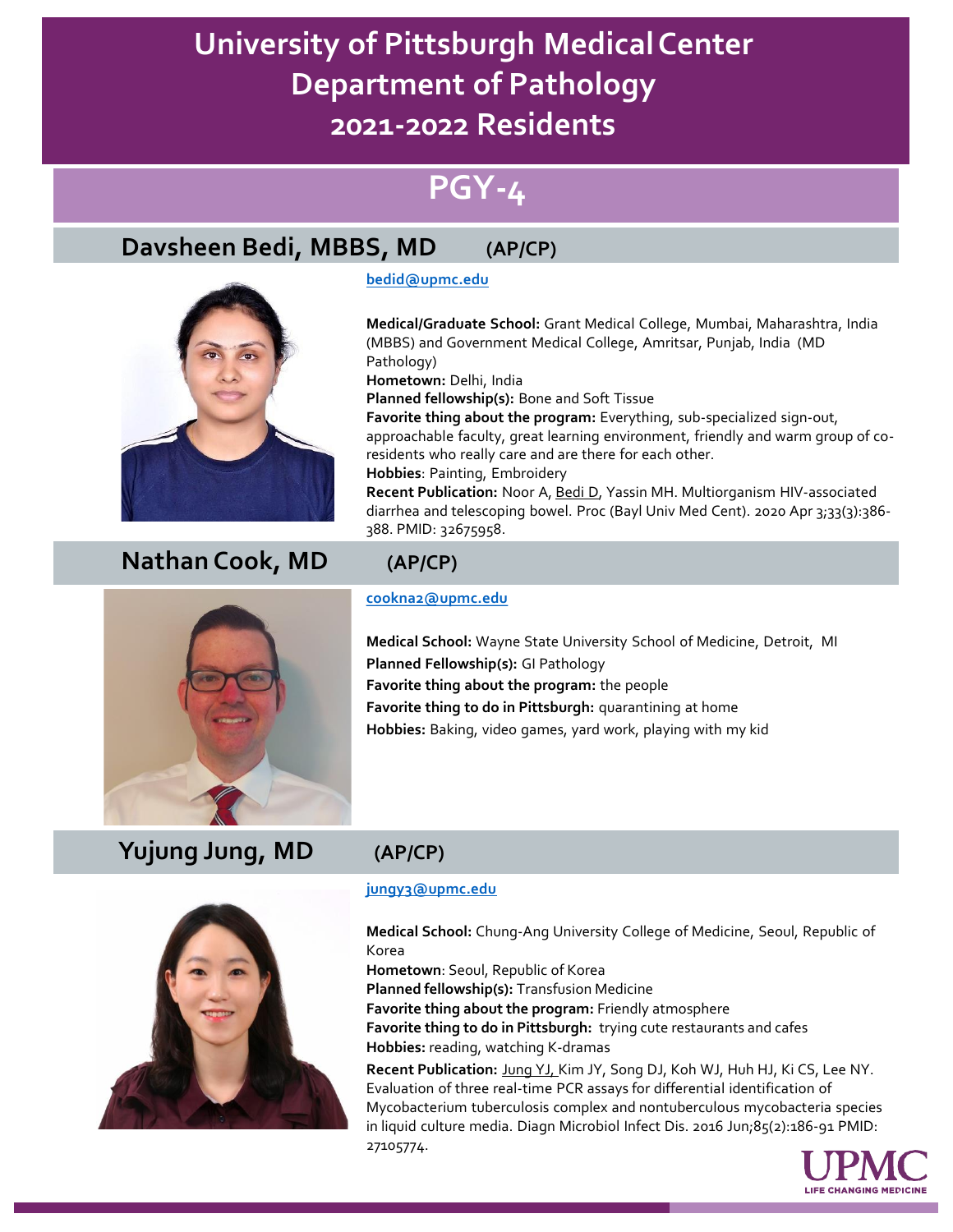# University of Pittsburgh Medical Center
# Department of Pathology
# 2021-2022 Residents

## PGY-4

### Davsheen Bedi, MBBS, MD (AP/CP)

bedid@upmc.edu

**Medical/Graduate School:** Grant Medical College, Mumbai, Maharashtra, India (MBBS) and Government Medical College, Amritsar, Punjab, India (MD Pathology)
**Hometown:** Delhi, India
**Planned fellowship(s):** Bone and Soft Tissue
**Favorite thing about the program:** Everything, sub-specialized sign-out, approachable faculty, great learning environment, friendly and warm group of co-residents who really care and are there for each other.
**Hobbies**: Painting, Embroidery
**Recent Publication:** Noor A, Bedi D, Yassin MH. Multiorganism HIV-associated diarrhea and telescoping bowel. Proc (Bayl Univ Med Cent). 2020 Apr 3;33(3):386-388. PMID: 32675958.

### Nathan Cook, MD (AP/CP)

cookna2@upmc.edu

**Medical School:** Wayne State University School of Medicine, Detroit, MI
**Planned Fellowship(s):** GI Pathology
**Favorite thing about the program:** the people
**Favorite thing to do in Pittsburgh:** quarantining at home
**Hobbies:** Baking, video games, yard work, playing with my kid

### Yujung Jung, MD (AP/CP)

jungy3@upmc.edu

**Medical School:** Chung-Ang University College of Medicine, Seoul, Republic of Korea
**Hometown**: Seoul, Republic of Korea
**Planned fellowship(s):** Transfusion Medicine
**Favorite thing about the program:** Friendly atmosphere
**Favorite thing to do in Pittsburgh:** trying cute restaurants and cafes
**Hobbies:** reading, watching K-dramas
**Recent Publication:** Jung YJ, Kim JY, Song DJ, Koh WJ, Huh HJ, Ki CS, Lee NY. Evaluation of three real-time PCR assays for differential identification of Mycobacterium tuberculosis complex and nontuberculous mycobacteria species in liquid culture media. Diagn Microbiol Infect Dis. 2016 Jun;85(2):186-91 PMID: 27105774.

UPMC LIFE CHANGING MEDICINE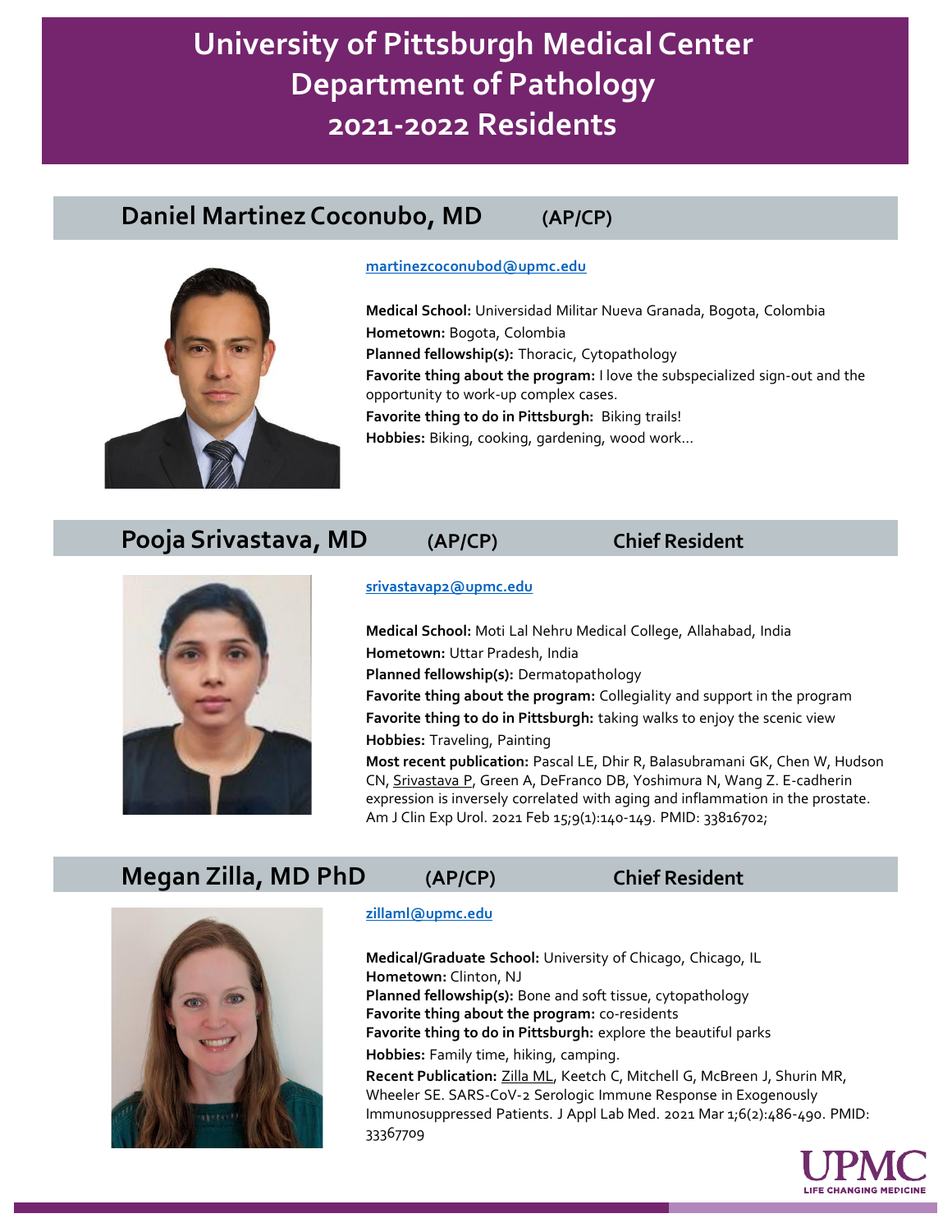# University of Pittsburgh Medical Center
# Department of Pathology
# 2021-2022 Residents

## Daniel Martinez Coconubo, MD (AP/CP)

martinezcoconubod@upmc.edu

**Medical School:** Universidad Militar Nueva Granada, Bogota, Colombia
**Hometown:** Bogota, Colombia
**Planned fellowship(s):** Thoracic, Cytopathology
**Favorite thing about the program:** I love the subspecialized sign-out and the opportunity to work-up complex cases.
**Favorite thing to do in Pittsburgh:** Biking trails!
**Hobbies:** Biking, cooking, gardening, wood work…

## Pooja Srivastava, MD (AP/CP) Chief Resident

srivastavap2@upmc.edu

**Medical School:** Moti Lal Nehru Medical College, Allahabad, India
**Hometown:** Uttar Pradesh, India
**Planned fellowship(s):** Dermatopathology
**Favorite thing about the program:** Collegiality and support in the program
**Favorite thing to do in Pittsburgh:** taking walks to enjoy the scenic view
**Hobbies:** Traveling, Painting
**Most recent publication:** Pascal LE, Dhir R, Balasubramani GK, Chen W, Hudson CN, Srivastava P, Green A, DeFranco DB, Yoshimura N, Wang Z. E-cadherin expression is inversely correlated with aging and inflammation in the prostate. Am J Clin Exp Urol. 2021 Feb 15;9(1):140-149. PMID: 33816702;

## Megan Zilla, MD PhD (AP/CP) Chief Resident

zillaml@upmc.edu

**Medical/Graduate School:** University of Chicago, Chicago, IL
**Hometown:** Clinton, NJ
**Planned fellowship(s):** Bone and soft tissue, cytopathology
**Favorite thing about the program:** co-residents
**Favorite thing to do in Pittsburgh:** explore the beautiful parks
**Hobbies:** Family time, hiking, camping.
**Recent Publication:** Zilla ML, Keetch C, Mitchell G, McBreen J, Shurin MR, Wheeler SE. SARS-CoV-2 Serologic Immune Response in Exogenously Immunosuppressed Patients. J Appl Lab Med. 2021 Mar 1;6(2):486-490. PMID: 33367709

UPMC LIFE CHANGING MEDICINE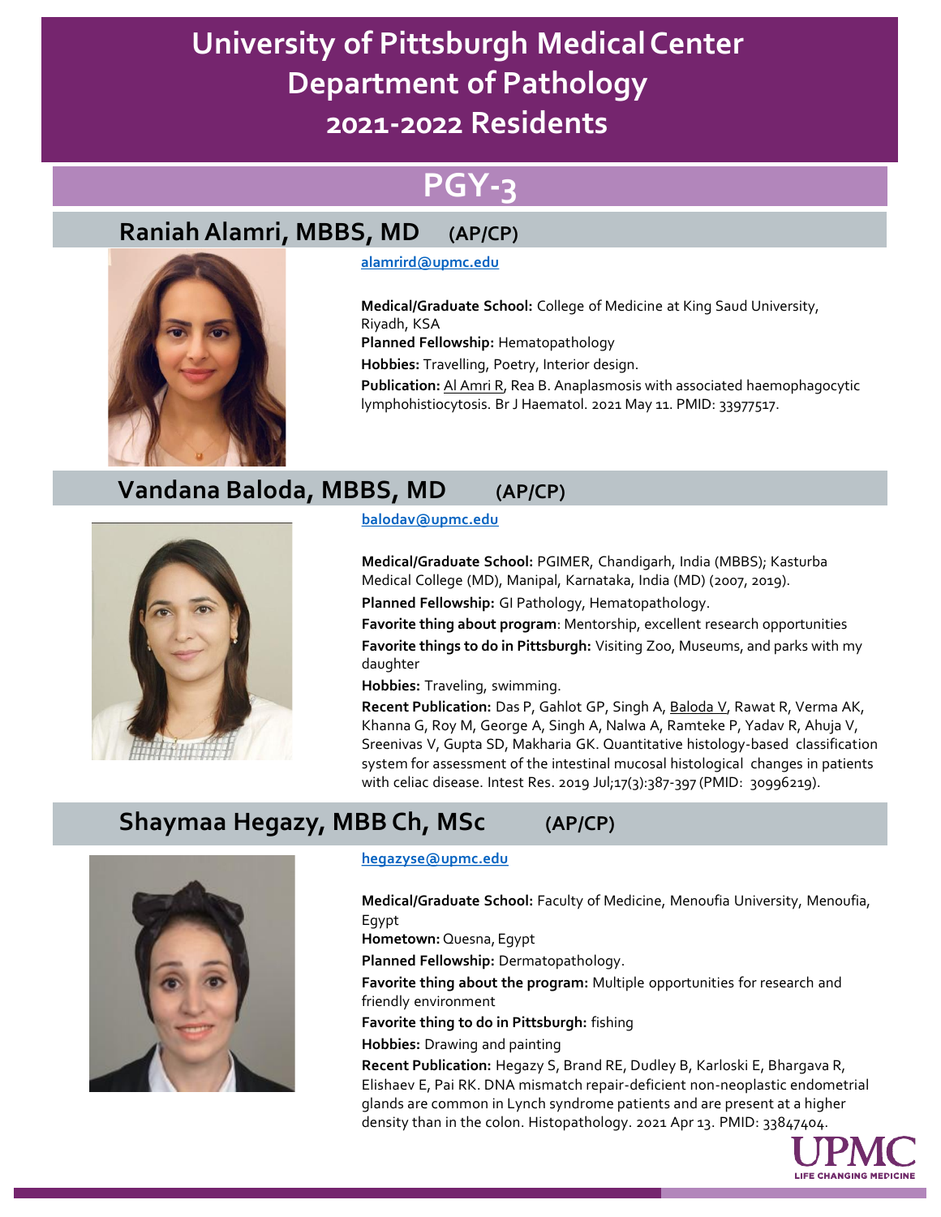# University of Pittsburgh Medical Center
# Department of Pathology
# 2021-2022 Residents

## PGY-3

### Raniah Alamri, MBBS, MD (AP/CP)

alamrird@upmc.edu

**Medical/Graduate School:** College of Medicine at King Saud University, Riyadh, KSA

**Planned Fellowship:** Hematopathology

**Hobbies:** Travelling, Poetry, Interior design.

**Publication:** Al Amri R, Rea B. Anaplasmosis with associated haemophagocytic lymphohistiocytosis. Br J Haematol. 2021 May 11. PMID: 33977517.

### Vandana Baloda, MBBS, MD (AP/CP)

balodav@upmc.edu

**Medical/Graduate School:** PGIMER, Chandigarh, India (MBBS); Kasturba Medical College (MD), Manipal, Karnataka, India (MD) (2007, 2019).

**Planned Fellowship:** GI Pathology, Hematopathology.

**Favorite thing about program**: Mentorship, excellent research opportunities

**Favorite things to do in Pittsburgh:** Visiting Zoo, Museums, and parks with my daughter

**Hobbies:** Traveling, swimming.

**Recent Publication:** Das P, Gahlot GP, Singh A, Baloda V, Rawat R, Verma AK, Khanna G, Roy M, George A, Singh A, Nalwa A, Ramteke P, Yadav R, Ahuja V, Sreenivas V, Gupta SD, Makharia GK. Quantitative histology-based classification system for assessment of the intestinal mucosal histological changes in patients with celiac disease. Intest Res. 2019 Jul;17(3):387-397 (PMID: 30996219).

### Shaymaa Hegazy, MBB Ch, MSc (AP/CP)

hegazyse@upmc.edu

**Medical/Graduate School:** Faculty of Medicine, Menoufia University, Menoufia, Egypt

**Hometown:** Quesna, Egypt

**Planned Fellowship:** Dermatopathology.

**Favorite thing about the program:** Multiple opportunities for research and friendly environment

**Favorite thing to do in Pittsburgh:** fishing

**Hobbies:** Drawing and painting

**Recent Publication:** Hegazy S, Brand RE, Dudley B, Karloski E, Bhargava R, Elishaev E, Pai RK. DNA mismatch repair-deficient non-neoplastic endometrial glands are common in Lynch syndrome patients and are present at a higher density than in the colon. Histopathology. 2021 Apr 13. PMID: 33847404.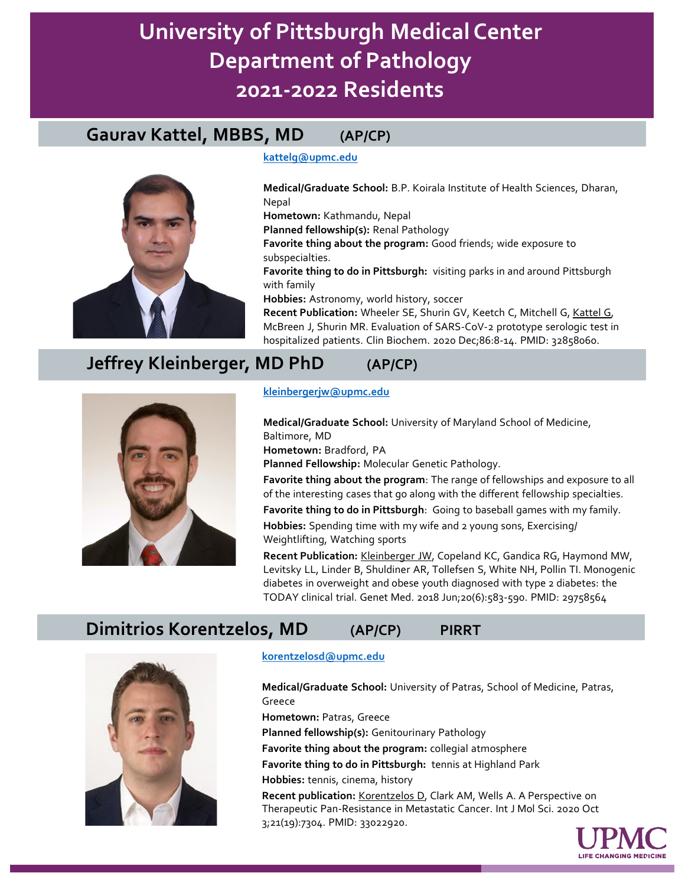# University of Pittsburgh Medical Center Department of Pathology 2021-2022 Residents

## Gaurav Kattel, MBBS, MD (AP/CP)

kattelg@upmc.edu

**Medical/Graduate School:** B.P. Koirala Institute of Health Sciences, Dharan, Nepal
**Hometown:** Kathmandu, Nepal
**Planned fellowship(s):** Renal Pathology
**Favorite thing about the program:** Good friends; wide exposure to subspecialties.
**Favorite thing to do in Pittsburgh:** visiting parks in and around Pittsburgh with family
**Hobbies:** Astronomy, world history, soccer
**Recent Publication:** Wheeler SE, Shurin GV, Keetch C, Mitchell G, Kattel G, McBreen J, Shurin MR. Evaluation of SARS-CoV-2 prototype serologic test in hospitalized patients. Clin Biochem. 2020 Dec;86:8-14. PMID: 32858060.

## Jeffrey Kleinberger, MD PhD (AP/CP)

kleinbergerjw@upmc.edu

**Medical/Graduate School:** University of Maryland School of Medicine, Baltimore, MD
**Hometown:** Bradford, PA
**Planned Fellowship:** Molecular Genetic Pathology.
**Favorite thing about the program**: The range of fellowships and exposure to all of the interesting cases that go along with the different fellowship specialties.
**Favorite thing to do in Pittsburgh**: Going to baseball games with my family.
**Hobbies:** Spending time with my wife and 2 young sons, Exercising/ Weightlifting, Watching sports
**Recent Publication:** Kleinberger JW, Copeland KC, Gandica RG, Haymond MW, Levitsky LL, Linder B, Shuldiner AR, Tollefsen S, White NH, Pollin TI. Monogenic diabetes in overweight and obese youth diagnosed with type 2 diabetes: the TODAY clinical trial. Genet Med. 2018 Jun;20(6):583-590. PMID: 29758564

## Dimitrios Korentzelos, MD (AP/CP) PIRRT

korentzelosd@upmc.edu

**Medical/Graduate School:** University of Patras, School of Medicine, Patras, Greece
**Hometown:** Patras, Greece
**Planned fellowship(s):** Genitourinary Pathology
**Favorite thing about the program:** collegial atmosphere
**Favorite thing to do in Pittsburgh:** tennis at Highland Park
**Hobbies:** tennis, cinema, history
**Recent publication:** Korentzelos D, Clark AM, Wells A. A Perspective on Therapeutic Pan-Resistance in Metastatic Cancer. Int J Mol Sci. 2020 Oct 3;21(19):7304. PMID: 33022920.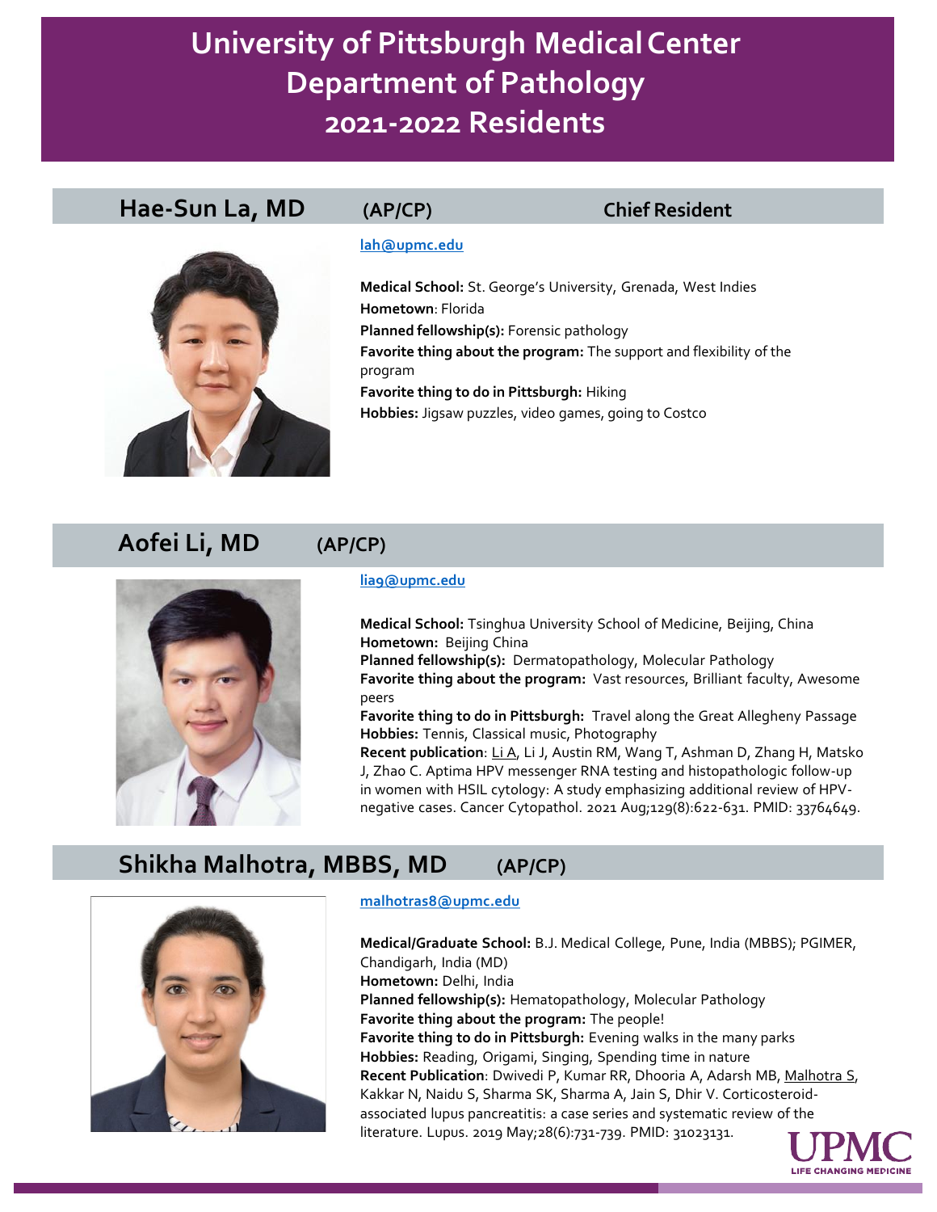# University of Pittsburgh Medical Center Department of Pathology 2021-2022 Residents

## Hae-Sun La, MD (AP/CP) Chief Resident

lah@upmc.edu

**Medical School:** St. George's University, Grenada, West Indies
**Hometown**: Florida
**Planned fellowship(s):** Forensic pathology
**Favorite thing about the program:** The support and flexibility of the program
**Favorite thing to do in Pittsburgh:** Hiking
**Hobbies:** Jigsaw puzzles, video games, going to Costco

## Aofei Li, MD (AP/CP)

lia9@upmc.edu

**Medical School:** Tsinghua University School of Medicine, Beijing, China
**Hometown:** Beijing China
**Planned fellowship(s):** Dermatopathology, Molecular Pathology
**Favorite thing about the program:** Vast resources, Brilliant faculty, Awesome peers
**Favorite thing to do in Pittsburgh:** Travel along the Great Allegheny Passage
**Hobbies:** Tennis, Classical music, Photography
**Recent publication**: Li A, Li J, Austin RM, Wang T, Ashman D, Zhang H, Matsko J, Zhao C. Aptima HPV messenger RNA testing and histopathologic follow-up in women with HSIL cytology: A study emphasizing additional review of HPV-negative cases. Cancer Cytopathol. 2021 Aug;129(8):622-631. PMID: 33764649.

## Shikha Malhotra, MBBS, MD (AP/CP)

malhotras8@upmc.edu

**Medical/Graduate School:** B.J. Medical College, Pune, India (MBBS); PGIMER, Chandigarh, India (MD)
**Hometown:** Delhi, India
**Planned fellowship(s):** Hematopathology, Molecular Pathology
**Favorite thing about the program:** The people!
**Favorite thing to do in Pittsburgh:** Evening walks in the many parks
**Hobbies:** Reading, Origami, Singing, Spending time in nature
**Recent Publication**: Dwivedi P, Kumar RR, Dhooria A, Adarsh MB, Malhotra S, Kakkar N, Naidu S, Sharma SK, Sharma A, Jain S, Dhir V. Corticosteroid-associated lupus pancreatitis: a case series and systematic review of the literature. Lupus. 2019 May;28(6):731-739. PMID: 31023131.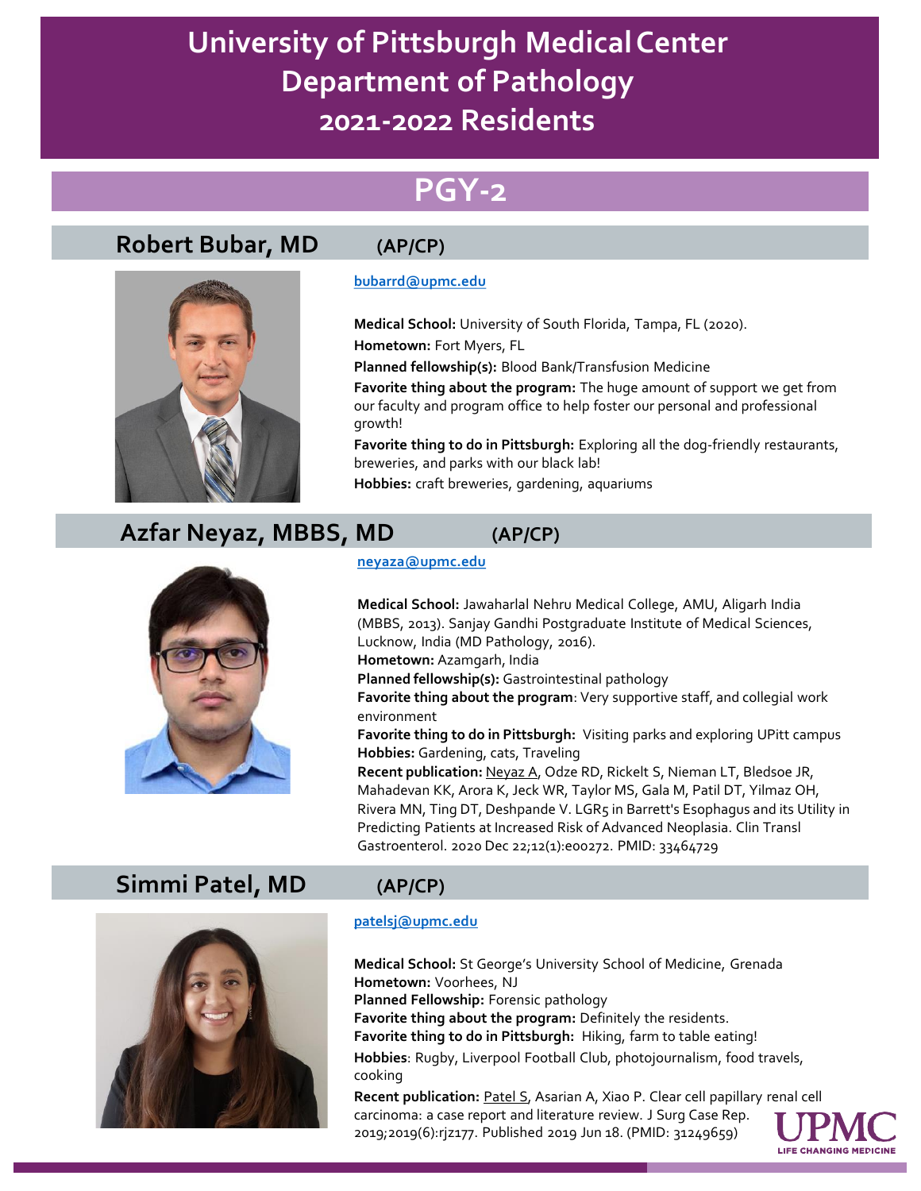# University of Pittsburgh Medical Center Department of Pathology 2021-2022 Residents

## PGY-2

### Robert Bubar, MD (AP/CP)

bubarrd@upmc.edu

**Medical School:** University of South Florida, Tampa, FL (2020).
**Hometown:** Fort Myers, FL
**Planned fellowship(s):** Blood Bank/Transfusion Medicine
**Favorite thing about the program:** The huge amount of support we get from our faculty and program office to help foster our personal and professional growth!
**Favorite thing to do in Pittsburgh:** Exploring all the dog-friendly restaurants, breweries, and parks with our black lab!
**Hobbies:** craft breweries, gardening, aquariums

### Azfar Neyaz, MBBS, MD (AP/CP)

neyaza@upmc.edu

**Medical School:** Jawaharlal Nehru Medical College, AMU, Aligarh India (MBBS, 2013). Sanjay Gandhi Postgraduate Institute of Medical Sciences, Lucknow, India (MD Pathology, 2016).
**Hometown:** Azamgarh, India
**Planned fellowship(s):** Gastrointestinal pathology
**Favorite thing about the program**: Very supportive staff, and collegial work environment
**Favorite thing to do in Pittsburgh:** Visiting parks and exploring UPitt campus
**Hobbies:** Gardening, cats, Traveling
**Recent publication:** Neyaz A, Odze RD, Rickelt S, Nieman LT, Bledsoe JR, Mahadevan KK, Arora K, Jeck WR, Taylor MS, Gala M, Patil DT, Yilmaz OH, Rivera MN, Ting DT, Deshpande V. LGR5 in Barrett's Esophagus and its Utility in Predicting Patients at Increased Risk of Advanced Neoplasia. Clin Transl Gastroenterol. 2020 Dec 22;12(1):e00272. PMID: 33464729

### Simmi Patel, MD (AP/CP)

patelsj@upmc.edu

**Medical School:** St George's University School of Medicine, Grenada
**Hometown:** Voorhees, NJ
**Planned Fellowship:** Forensic pathology
**Favorite thing about the program:** Definitely the residents.
**Favorite thing to do in Pittsburgh:** Hiking, farm to table eating!
**Hobbies**: Rugby, Liverpool Football Club, photojournalism, food travels, cooking
**Recent publication:** Patel S, Asarian A, Xiao P. Clear cell papillary renal cell carcinoma: a case report and literature review. J Surg Case Rep. 2019;2019(6):rjz177. Published 2019 Jun 18. (PMID: 31249659)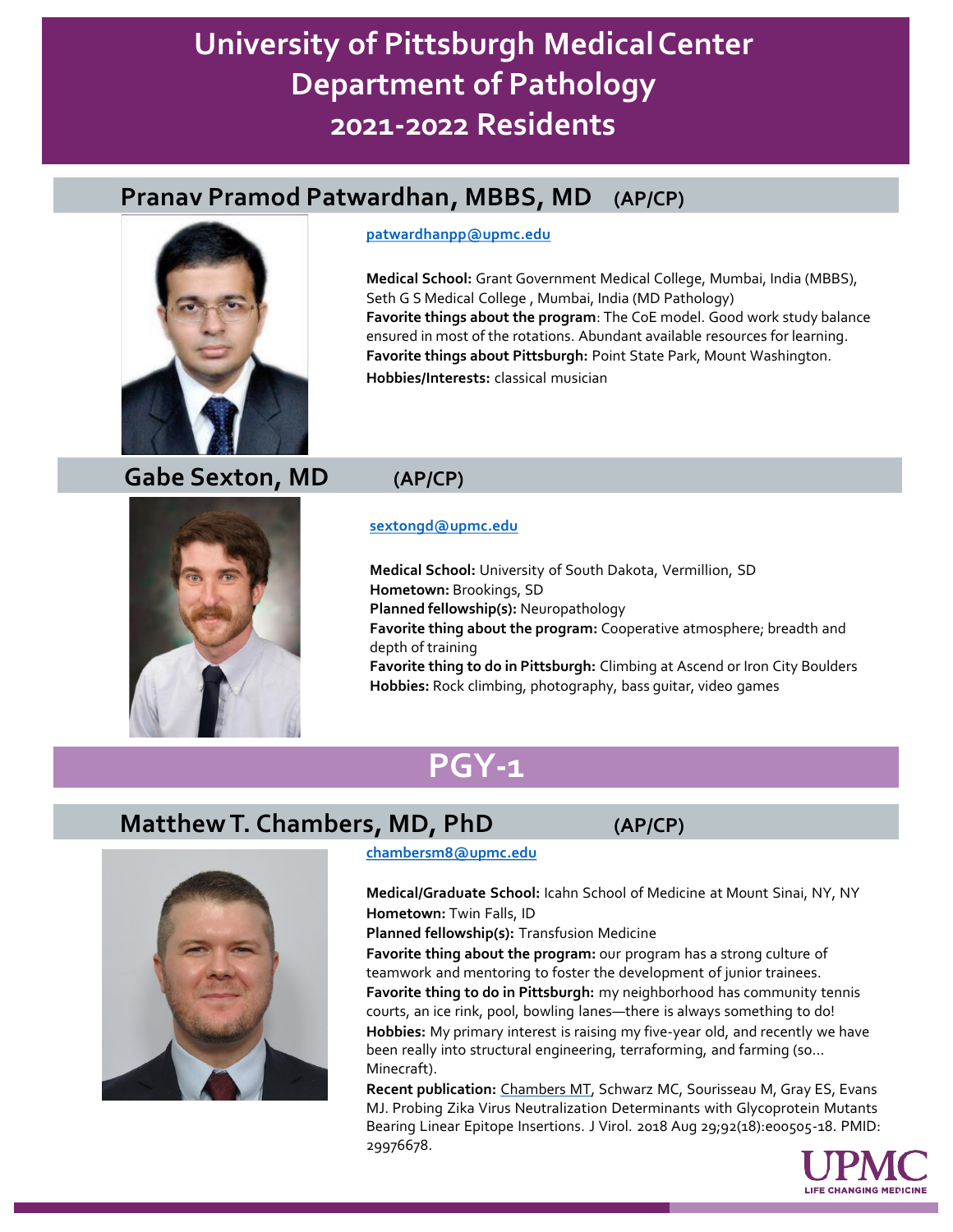# University of Pittsburgh Medical Center Department of Pathology 2021-2022 Residents

## Pranav Pramod Patwardhan, MBBS, MD (AP/CP)

patwardhanpp@upmc.edu

**Medical School:** Grant Government Medical College, Mumbai, India (MBBS), Seth G S Medical College , Mumbai, India (MD Pathology)
**Favorite things about the program**: The CoE model. Good work study balance ensured in most of the rotations. Abundant available resources for learning.
**Favorite things about Pittsburgh:** Point State Park, Mount Washington.
**Hobbies/Interests:** classical musician

## Gabe Sexton, MD (AP/CP)

sextongd@upmc.edu

**Medical School:** University of South Dakota, Vermillion, SD
**Hometown:** Brookings, SD
**Planned fellowship(s):** Neuropathology
**Favorite thing about the program:** Cooperative atmosphere; breadth and depth of training
**Favorite thing to do in Pittsburgh:** Climbing at Ascend or Iron City Boulders
**Hobbies:** Rock climbing, photography, bass guitar, video games

# PGY-1

## Matthew T. Chambers, MD, PhD (AP/CP)

chambersm8@upmc.edu

**Medical/Graduate School:** Icahn School of Medicine at Mount Sinai, NY, NY
**Hometown:** Twin Falls, ID
**Planned fellowship(s):** Transfusion Medicine
**Favorite thing about the program:** our program has a strong culture of teamwork and mentoring to foster the development of junior trainees.
**Favorite thing to do in Pittsburgh:** my neighborhood has community tennis courts, an ice rink, pool, bowling lanes—there is always something to do!
**Hobbies:** My primary interest is raising my five-year old, and recently we have been really into structural engineering, terraforming, and farming (so... Minecraft).
**Recent publication:** Chambers MT, Schwarz MC, Sourisseau M, Gray ES, Evans MJ. Probing Zika Virus Neutralization Determinants with Glycoprotein Mutants Bearing Linear Epitope Insertions. J Virol. 2018 Aug 29;92(18):e00505-18. PMID: 29976678.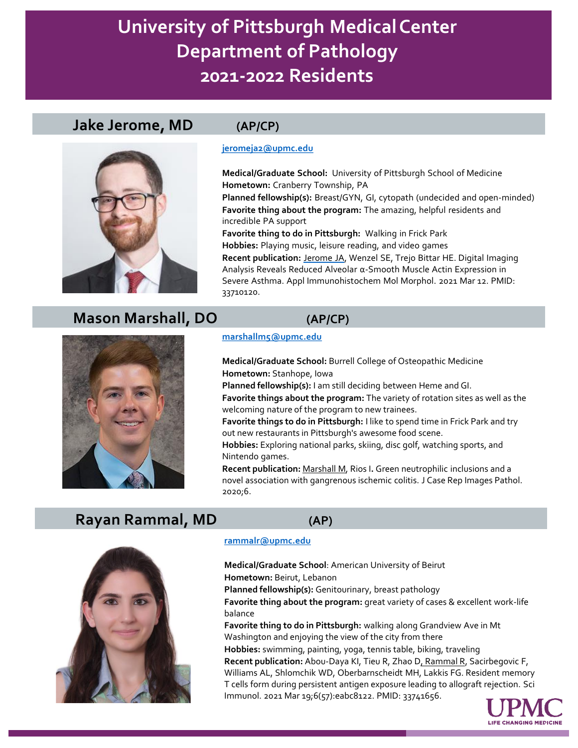# University of Pittsburgh Medical Center Department of Pathology 2021-2022 Residents

## Jake Jerome, MD (AP/CP)

jeromeja2@upmc.edu

**Medical/Graduate School:** University of Pittsburgh School of Medicine
**Hometown:** Cranberry Township, PA
**Planned fellowship(s):** Breast/GYN, GI, cytopath (undecided and open-minded)
**Favorite thing about the program:** The amazing, helpful residents and incredible PA support
**Favorite thing to do in Pittsburgh:** Walking in Frick Park
**Hobbies:** Playing music, leisure reading, and video games
**Recent publication:** Jerome JA, Wenzel SE, Trejo Bittar HE. Digital Imaging Analysis Reveals Reduced Alveolar α-Smooth Muscle Actin Expression in Severe Asthma. Appl Immunohistochem Mol Morphol. 2021 Mar 12. PMID: 33710120.

## Mason Marshall, DO (AP/CP)

marshallm5@upmc.edu

**Medical/Graduate School:** Burrell College of Osteopathic Medicine
**Hometown:** Stanhope, Iowa
**Planned fellowship(s):** I am still deciding between Heme and GI.
**Favorite things about the program:** The variety of rotation sites as well as the welcoming nature of the program to new trainees.
**Favorite things to do in Pittsburgh:** I like to spend time in Frick Park and try out new restaurants in Pittsburgh's awesome food scene.
**Hobbies:** Exploring national parks, skiing, disc golf, watching sports, and Nintendo games.
**Recent publication:** Marshall M, Rios I**.** Green neutrophilic inclusions and a novel association with gangrenous ischemic colitis. J Case Rep Images Pathol. 2020;6.

## Rayan Rammal, MD (AP)

rammalr@upmc.edu

**Medical/Graduate School**: American University of Beirut
**Hometown:** Beirut, Lebanon
**Planned fellowship(s):** Genitourinary, breast pathology
**Favorite thing about the program:** great variety of cases & excellent work-life balance
**Favorite thing to do in Pittsburgh:** walking along Grandview Ave in Mt Washington and enjoying the view of the city from there
**Hobbies:** swimming, painting, yoga, tennis table, biking, traveling
**Recent publication:** Abou-Daya KI, Tieu R, Zhao D, Rammal R, Sacirbegovic F, Williams AL, Shlomchik WD, Oberbarnscheidt MH, Lakkis FG. Resident memory T cells form during persistent antigen exposure leading to allograft rejection. Sci Immunol. 2021 Mar 19;6(57):eabc8122. PMID: 33741656.

UPMC
LIFE CHANGING MEDICINE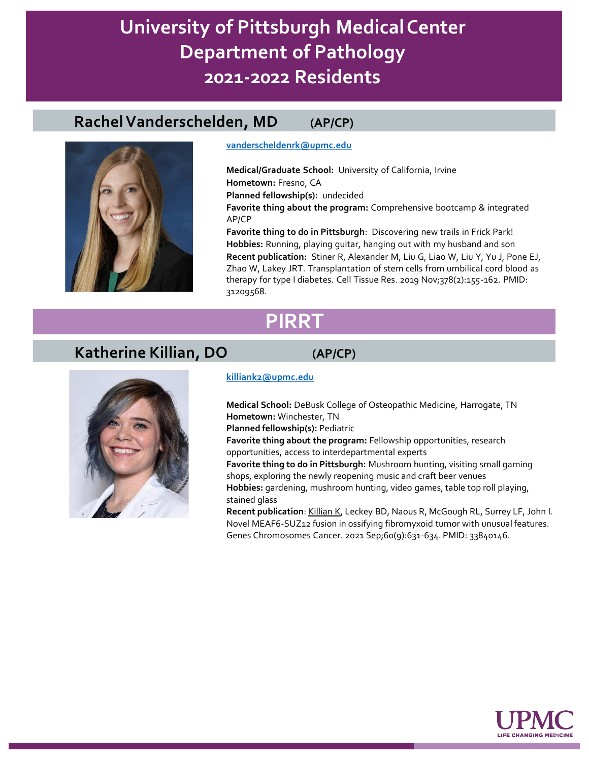# University of Pittsburgh Medical Center Department of Pathology 2021-2022 Residents

## Rachel Vanderschelden, MD (AP/CP)

vanderscheldenrk@upmc.edu

**Medical/Graduate School:** University of California, Irvine
**Hometown:** Fresno, CA
**Planned fellowship(s):** undecided
**Favorite thing about the program:** Comprehensive bootcamp & integrated AP/CP
**Favorite thing to do in Pittsburgh**: Discovering new trails in Frick Park!
**Hobbies:** Running, playing guitar, hanging out with my husband and son
**Recent publication:** Stiner R, Alexander M, Liu G, Liao W, Liu Y, Yu J, Pone EJ, Zhao W, Lakey JRT. Transplantation of stem cells from umbilical cord blood as therapy for type I diabetes. Cell Tissue Res. 2019 Nov;378(2):155-162. PMID: 31209568.

# PIRRT

## Katherine Killian, DO (AP/CP)

killiank2@upmc.edu

**Medical School:** DeBusk College of Osteopathic Medicine, Harrogate, TN
**Hometown:** Winchester, TN
**Planned fellowship(s):** Pediatric
**Favorite thing about the program:** Fellowship opportunities, research opportunities, access to interdepartmental experts
**Favorite thing to do in Pittsburgh:** Mushroom hunting, visiting small gaming shops, exploring the newly reopening music and craft beer venues
**Hobbies:** gardening, mushroom hunting, video games, table top roll playing, stained glass
**Recent publication**: Killian K, Leckey BD, Naous R, McGough RL, Surrey LF, John I. Novel MEAF6-SUZ12 fusion in ossifying fibromyxoid tumor with unusual features. Genes Chromosomes Cancer. 2021 Sep;60(9):631-634. PMID: 33840146.